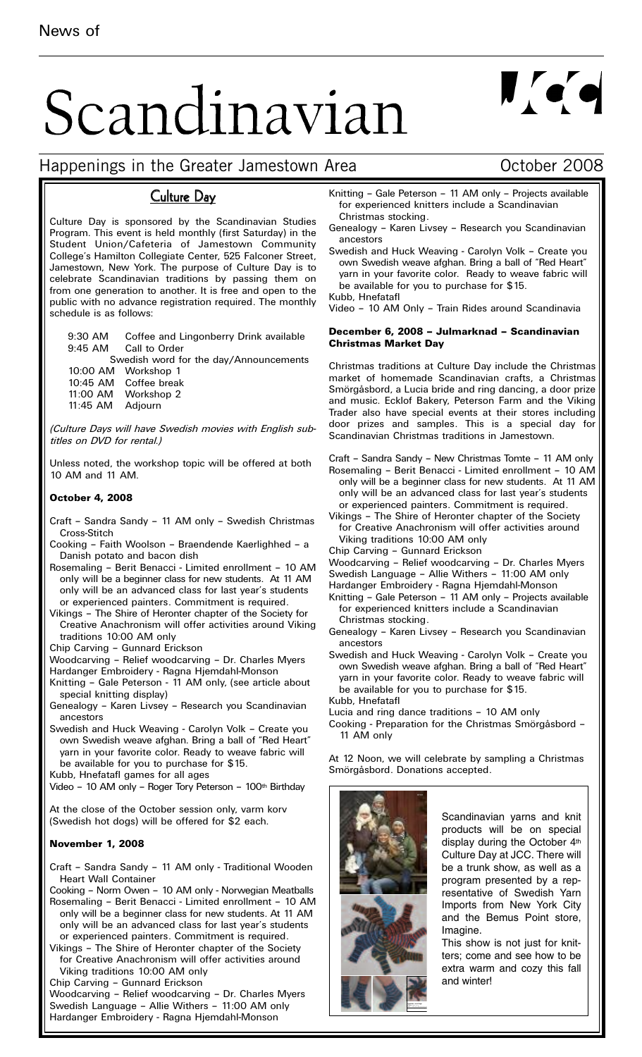News of

# Scandinavian

## Happenings in the Greater Jamestown Area

October 2008

## Culture Day

Culture Day is sponsored by the Scandinavian Studies Program. This event is held monthly (first Saturday) in the Student Union/Cafeteria of Jamestown Community College's Hamilton Collegiate Center, 525 Falconer Street, Jamestown, New York. The purpose of Culture Day is to celebrate Scandinavian traditions by passing them on from one generation to another. It is free and open to the public with no advance registration required. The monthly schedule is as follows:

| | |
|---|---|
| 9:30 AM | Coffee and Lingonberry Drink available |
| 9:45 AM | Call to Order |
| | Swedish word for the day/Announcements |
| 10:00 AM | Workshop 1 |
| 10:45 AM | Coffee break |
| 11:00 AM | Workshop 2 |
| 11:45 AM | Adjourn |

*(Culture Days will have Swedish movies with English subtitles on DVD for rental.)*

Unless noted, the workshop topic will be offered at both 10 AM and 11 AM.

### October 4, 2008

- Craft – Sandra Sandy – 11 AM only – Swedish Christmas Cross-Stitch
- Cooking – Faith Woolson – Braendende Kaerlighhed – a Danish potato and bacon dish
- Rosemaling – Berit Benacci - Limited enrollment – 10 AM only will be a beginner class for new students. At 11 AM only will be an advanced class for last year's students or experienced painters. Commitment is required.
- Vikings – The Shire of Heronter chapter of the Society for Creative Anachronism will offer activities around Viking traditions 10:00 AM only
- Chip Carving – Gunnard Erickson
- Woodcarving – Relief woodcarving – Dr. Charles Myers
- Hardanger Embroidery - Ragna Hjemdahl-Monson
- Knitting – Gale Peterson - 11 AM only, (see article about special knitting display)
- Genealogy – Karen Livsey – Research you Scandinavian ancestors
- Swedish and Huck Weaving - Carolyn Volk – Create you own Swedish weave afghan. Bring a ball of "Red Heart" yarn in your favorite color. Ready to weave fabric will be available for you to purchase for $15.
- Kubb, Hnefatafl games for all ages
- Video – 10 AM only – Roger Tory Peterson – 100th Birthday

At the close of the October session only, varm korv (Swedish hot dogs) will be offered for $2 each.

### November 1, 2008

- Craft – Sandra Sandy – 11 AM only - Traditional Wooden Heart Wall Container
- Cooking – Norm Owen – 10 AM only - Norwegian Meatballs
- Rosemaling – Berit Benacci - Limited enrollment – 10 AM only will be a beginner class for new students. At 11 AM only will be an advanced class for last year's students or experienced painters. Commitment is required.
- Vikings – The Shire of Heronter chapter of the Society for Creative Anachronism will offer activities around Viking traditions 10:00 AM only
- Chip Carving – Gunnard Erickson
- Woodcarving – Relief woodcarving – Dr. Charles Myers
- Swedish Language – Allie Withers – 11:00 AM only
- Hardanger Embroidery - Ragna Hjemdahl-Monson
- Knitting – Gale Peterson – 11 AM only – Projects available for experienced knitters include a Scandinavian Christmas stocking.
- Genealogy – Karen Livsey – Research you Scandinavian ancestors
- Swedish and Huck Weaving - Carolyn Volk – Create you own Swedish weave afghan. Bring a ball of "Red Heart" yarn in your favorite color. Ready to weave fabric will be available for you to purchase for $15.
- Kubb, Hnefatafl
- Video – 10 AM Only – Train Rides around Scandinavia

### December 6, 2008 – Julmarknad – Scandinavian Christmas Market Day

Christmas traditions at Culture Day include the Christmas market of homemade Scandinavian crafts, a Christmas Smörgåsbord, a Lucia bride and ring dancing, a door prize and music. Ecklof Bakery, Peterson Farm and the Viking Trader also have special events at their stores including door prizes and samples. This is a special day for Scandinavian Christmas traditions in Jamestown.

- Craft – Sandra Sandy – New Christmas Tomte – 11 AM only
- Rosemaling – Berit Benacci - Limited enrollment – 10 AM only will be a beginner class for new students. At 11 AM only will be an advanced class for last year's students or experienced painters. Commitment is required.
- Vikings – The Shire of Heronter chapter of the Society for Creative Anachronism will offer activities around Viking traditions 10:00 AM only
- Chip Carving – Gunnard Erickson
- Woodcarving – Relief woodcarving – Dr. Charles Myers
- Swedish Language – Allie Withers – 11:00 AM only
- Hardanger Embroidery - Ragna Hjemdahl-Monson
- Knitting – Gale Peterson – 11 AM only – Projects available for experienced knitters include a Scandinavian Christmas stocking.
- Genealogy – Karen Livsey – Research you Scandinavian ancestors
- Swedish and Huck Weaving - Carolyn Volk – Create you own Swedish weave afghan. Bring a ball of "Red Heart" yarn in your favorite color. Ready to weave fabric will be available for you to purchase for $15.
- Kubb, Hnefatafl
- Lucia and ring dance traditions – 10 AM only
- Cooking - Preparation for the Christmas Smörgåsbord – 11 AM only

At 12 Noon, we will celebrate by sampling a Christmas Smörgåsbord. Donations accepted.

Scandinavian yarns and knit products will be on special display during the October 4th Culture Day at JCC. There will be a trunk show, as well as a program presented by a representative of Swedish Yarn Imports from New York City and the Bemus Point store, Imagine.

This show is not just for knitters; come and see how to be extra warm and cozy this fall and winter!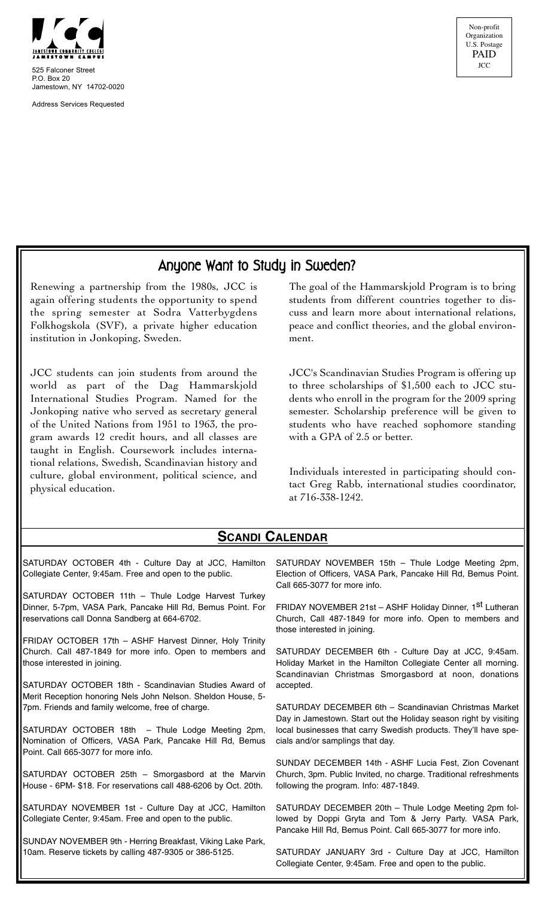JAMESTOWN COMMUNITY COLLEGE
JAMESTOWN CAMPUS

525 Falconer Street
P.O. Box 20
Jamestown, NY 14702-0020

Address Services Requested

Non-profit
Organization
U.S. Postage
PAID
JCC

## Anyone Want to Study in Sweden?

Renewing a partnership from the 1980s, JCC is again offering students the opportunity to spend the spring semester at Sodra Vatterbygdens Folkhogskola (SVF), a private higher education institution in Jonkoping, Sweden.

JCC students can join students from around the world as part of the Dag Hammarskjold International Studies Program. Named for the Jonkoping native who served as secretary general of the United Nations from 1951 to 1963, the program awards 12 credit hours, and all classes are taught in English. Coursework includes international relations, Swedish, Scandinavian history and culture, global environment, political science, and physical education.

The goal of the Hammarskjold Program is to bring students from different countries together to discuss and learn more about international relations, peace and conflict theories, and the global environment.

JCC's Scandinavian Studies Program is offering up to three scholarships of $1,500 each to JCC students who enroll in the program for the 2009 spring semester. Scholarship preference will be given to students who have reached sophomore standing with a GPA of 2.5 or better.

Individuals interested in participating should contact Greg Rabb, international studies coordinator, at 716-338-1242.

## SCANDI CALENDAR

SATURDAY OCTOBER 4th - Culture Day at JCC, Hamilton Collegiate Center, 9:45am. Free and open to the public.

SATURDAY OCTOBER 11th – Thule Lodge Harvest Turkey Dinner, 5-7pm, VASA Park, Pancake Hill Rd, Bemus Point. For reservations call Donna Sandberg at 664-6702.

FRIDAY OCTOBER 17th – ASHF Harvest Dinner, Holy Trinity Church. Call 487-1849 for more info. Open to members and those interested in joining.

SATURDAY OCTOBER 18th - Scandinavian Studies Award of Merit Reception honoring Nels John Nelson. Sheldon House, 5-7pm. Friends and family welcome, free of charge.

SATURDAY OCTOBER 18th – Thule Lodge Meeting 2pm, Nomination of Officers, VASA Park, Pancake Hill Rd, Bemus Point. Call 665-3077 for more info.

SATURDAY OCTOBER 25th – Smorgasbord at the Marvin House - 6PM- $18. For reservations call 488-6206 by Oct. 20th.

SATURDAY NOVEMBER 1st - Culture Day at JCC, Hamilton Collegiate Center, 9:45am. Free and open to the public.

SUNDAY NOVEMBER 9th - Herring Breakfast, Viking Lake Park, 10am. Reserve tickets by calling 487-9305 or 386-5125.

SATURDAY NOVEMBER 15th – Thule Lodge Meeting 2pm, Election of Officers, VASA Park, Pancake Hill Rd, Bemus Point. Call 665-3077 for more info.

FRIDAY NOVEMBER 21st – ASHF Holiday Dinner, 1st Lutheran Church, Call 487-1849 for more info. Open to members and those interested in joining.

SATURDAY DECEMBER 6th - Culture Day at JCC, 9:45am. Holiday Market in the Hamilton Collegiate Center all morning. Scandinavian Christmas Smorgasbord at noon, donations accepted.

SATURDAY DECEMBER 6th – Scandinavian Christmas Market Day in Jamestown. Start out the Holiday season right by visiting local businesses that carry Swedish products. They'll have specials and/or samplings that day.

SUNDAY DECEMBER 14th - ASHF Lucia Fest, Zion Covenant Church, 3pm. Public Invited, no charge. Traditional refreshments following the program. Info: 487-1849.

SATURDAY DECEMBER 20th – Thule Lodge Meeting 2pm followed by Doppi Gryta and Tom & Jerry Party. VASA Park, Pancake Hill Rd, Bemus Point. Call 665-3077 for more info.

SATURDAY JANUARY 3rd - Culture Day at JCC, Hamilton Collegiate Center, 9:45am. Free and open to the public.